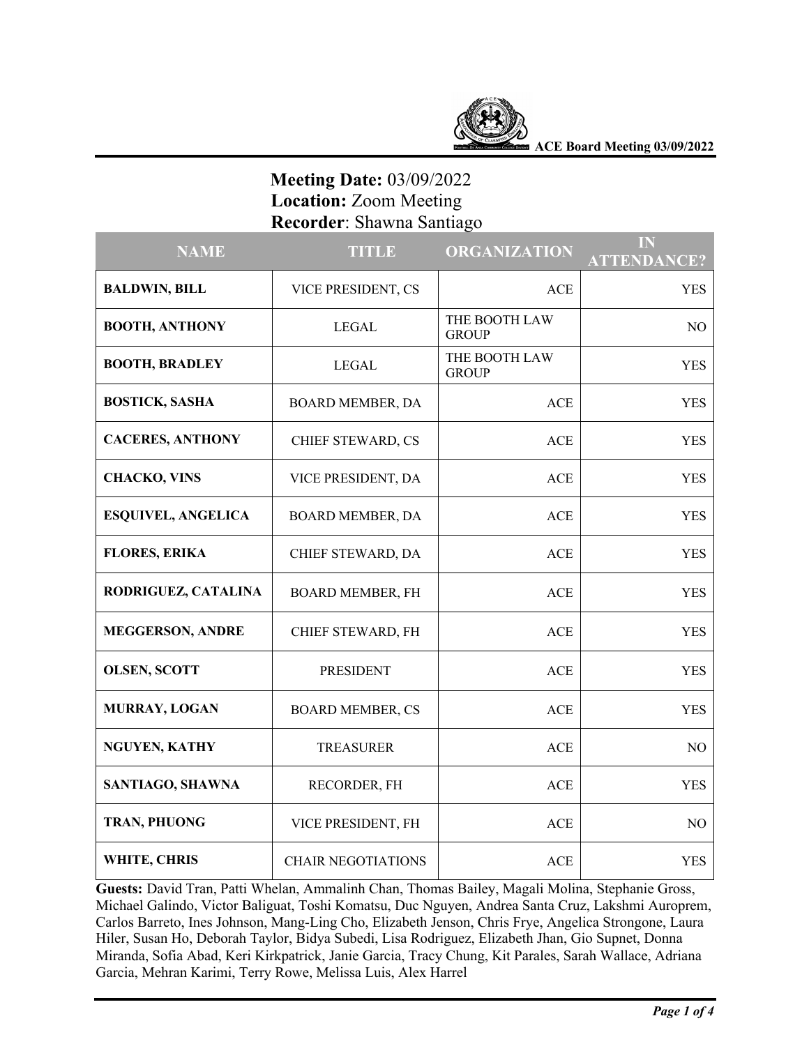**Meeting Date:** 03/09/2022
**Location:** Zoom Meeting
**Recorder**: Shawna Santiago

| NAME | TITLE | ORGANIZATION | IN ATTENDANCE? |
|---|---|---|---|
| **BALDWIN, BILL** | VICE PRESIDENT, CS | ACE | YES |
| **BOOTH, ANTHONY** | LEGAL | THE BOOTH LAW GROUP | NO |
| **BOOTH, BRADLEY** | LEGAL | THE BOOTH LAW GROUP | YES |
| **BOSTICK, SASHA** | BOARD MEMBER, DA | ACE | YES |
| **CACERES, ANTHONY** | CHIEF STEWARD, CS | ACE | YES |
| **CHACKO, VINS** | VICE PRESIDENT, DA | ACE | YES |
| **ESQUIVEL, ANGELICA** | BOARD MEMBER, DA | ACE | YES |
| **FLORES, ERIKA** | CHIEF STEWARD, DA | ACE | YES |
| **RODRIGUEZ, CATALINA** | BOARD MEMBER, FH | ACE | YES |
| **MEGGERSON, ANDRE** | CHIEF STEWARD, FH | ACE | YES |
| **OLSEN, SCOTT** | PRESIDENT | ACE | YES |
| **MURRAY, LOGAN** | BOARD MEMBER, CS | ACE | YES |
| **NGUYEN, KATHY** | TREASURER | ACE | NO |
| **SANTIAGO, SHAWNA** | RECORDER, FH | ACE | YES |
| **TRAN, PHUONG** | VICE PRESIDENT, FH | ACE | NO |
| **WHITE, CHRIS** | CHAIR NEGOTIATIONS | ACE | YES |

**Guests:** David Tran, Patti Whelan, Ammalinh Chan, Thomas Bailey, Magali Molina, Stephanie Gross, Michael Galindo, Victor Baliguat, Toshi Komatsu, Duc Nguyen, Andrea Santa Cruz, Lakshmi Auroprem, Carlos Barreto, Ines Johnson, Mang-Ling Cho, Elizabeth Jenson, Chris Frye, Angelica Strongone, Laura Hiler, Susan Ho, Deborah Taylor, Bidya Subedi, Lisa Rodriguez, Elizabeth Jhan, Gio Supnet, Donna Miranda, Sofia Abad, Keri Kirkpatrick, Janie Garcia, Tracy Chung, Kit Parales, Sarah Wallace, Adriana Garcia, Mehran Karimi, Terry Rowe, Melissa Luis, Alex Harrel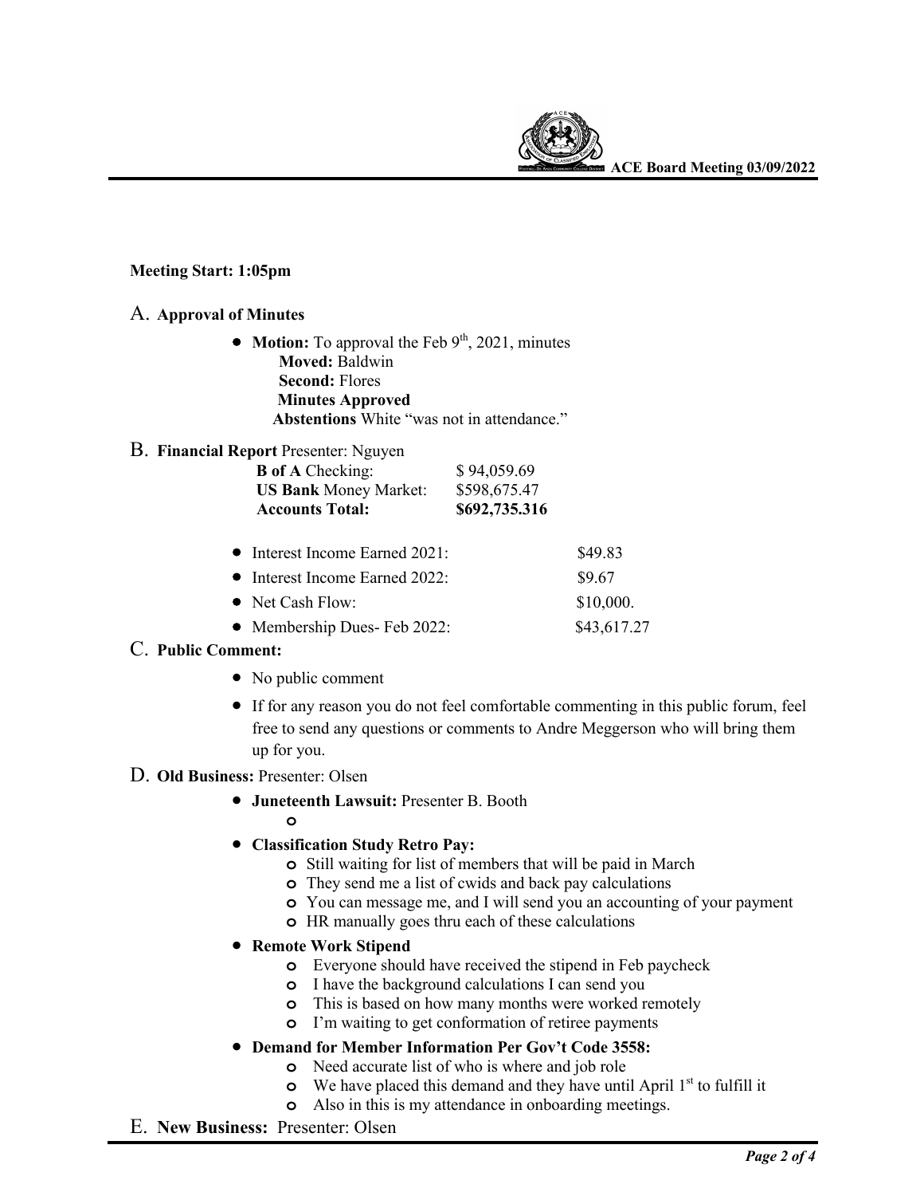**Meeting Start: 1:05pm**

## A. **Approval of Minutes**

- **Motion:** To approval the Feb 9th, 2021, minutes
  **Moved:** Baldwin
  **Second:** Flores
  **Minutes Approved**
  **Abstentions** White "was not in attendance."

## B. **Financial Report** Presenter: Nguyen

| | |
|---|---|
| **B of A** Checking: | $ 94,059.69 |
| **US Bank** Money Market: | $598,675.47 |
| **Accounts Total:** | **$692,735.316** |

- Interest Income Earned 2021: $49.83
- Interest Income Earned 2022: $9.67
- Net Cash Flow: $10,000.
- Membership Dues- Feb 2022: $43,617.27

## C. **Public Comment:**

- No public comment
- If for any reason you do not feel comfortable commenting in this public forum, feel free to send any questions or comments to Andre Meggerson who will bring them up for you.

## D. **Old Business:** Presenter: Olsen

- **Juneteenth Lawsuit:** Presenter B. Booth
  - 
- **Classification Study Retro Pay:**
  - Still waiting for list of members that will be paid in March
  - They send me a list of cwids and back pay calculations
  - You can message me, and I will send you an accounting of your payment
  - HR manually goes thru each of these calculations
- **Remote Work Stipend**
  - Everyone should have received the stipend in Feb paycheck
  - I have the background calculations I can send you
  - This is based on how many months were worked remotely
  - I'm waiting to get conformation of retiree payments
- **Demand for Member Information Per Gov't Code 3558:**
  - Need accurate list of who is where and job role
  - We have placed this demand and they have until April 1st to fulfill it
  - Also in this is my attendance in onboarding meetings.

## E. **New Business:** Presenter: Olsen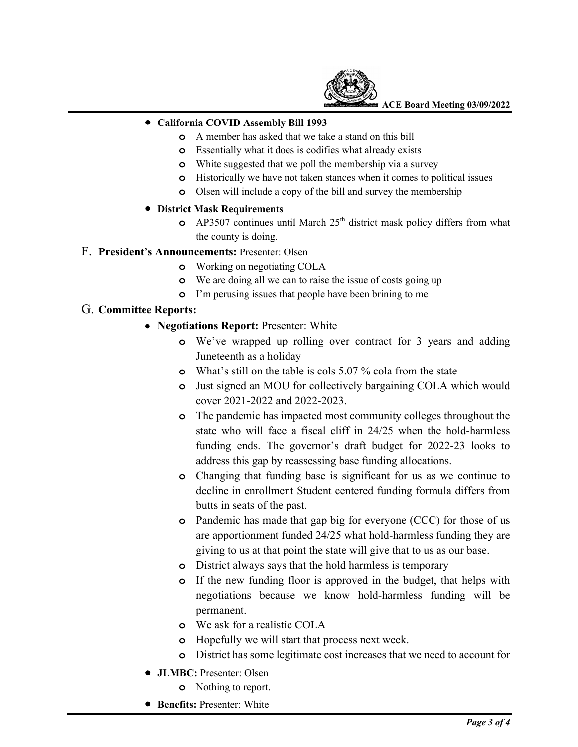- **California COVID Assembly Bill 1993**
  - A member has asked that we take a stand on this bill
  - Essentially what it does is codifies what already exists
  - White suggested that we poll the membership via a survey
  - Historically we have not taken stances when it comes to political issues
  - Olsen will include a copy of the bill and survey the membership
- **District Mask Requirements**
  - AP3507 continues until March 25th district mask policy differs from what the county is doing.

F. **President's Announcements:** Presenter: Olsen

  - Working on negotiating COLA
  - We are doing all we can to raise the issue of costs going up
  - I'm perusing issues that people have been brining to me

G. **Committee Reports:**

- **Negotiations Report:** Presenter: White
  - We've wrapped up rolling over contract for 3 years and adding Juneteenth as a holiday
  - What's still on the table is cols 5.07 % cola from the state
  - Just signed an MOU for collectively bargaining COLA which would cover 2021-2022 and 2022-2023.
  - The pandemic has impacted most community colleges throughout the state who will face a fiscal cliff in 24/25 when the hold-harmless funding ends. The governor's draft budget for 2022-23 looks to address this gap by reassessing base funding allocations.
  - Changing that funding base is significant for us as we continue to decline in enrollment Student centered funding formula differs from butts in seats of the past.
  - Pandemic has made that gap big for everyone (CCC) for those of us are apportionment funded 24/25 what hold-harmless funding they are giving to us at that point the state will give that to us as our base.
  - District always says that the hold harmless is temporary
  - If the new funding floor is approved in the budget, that helps with negotiations because we know hold-harmless funding will be permanent.
  - We ask for a realistic COLA
  - Hopefully we will start that process next week.
  - District has some legitimate cost increases that we need to account for
- **JLMBC:** Presenter: Olsen
  - Nothing to report.
- **Benefits:** Presenter: White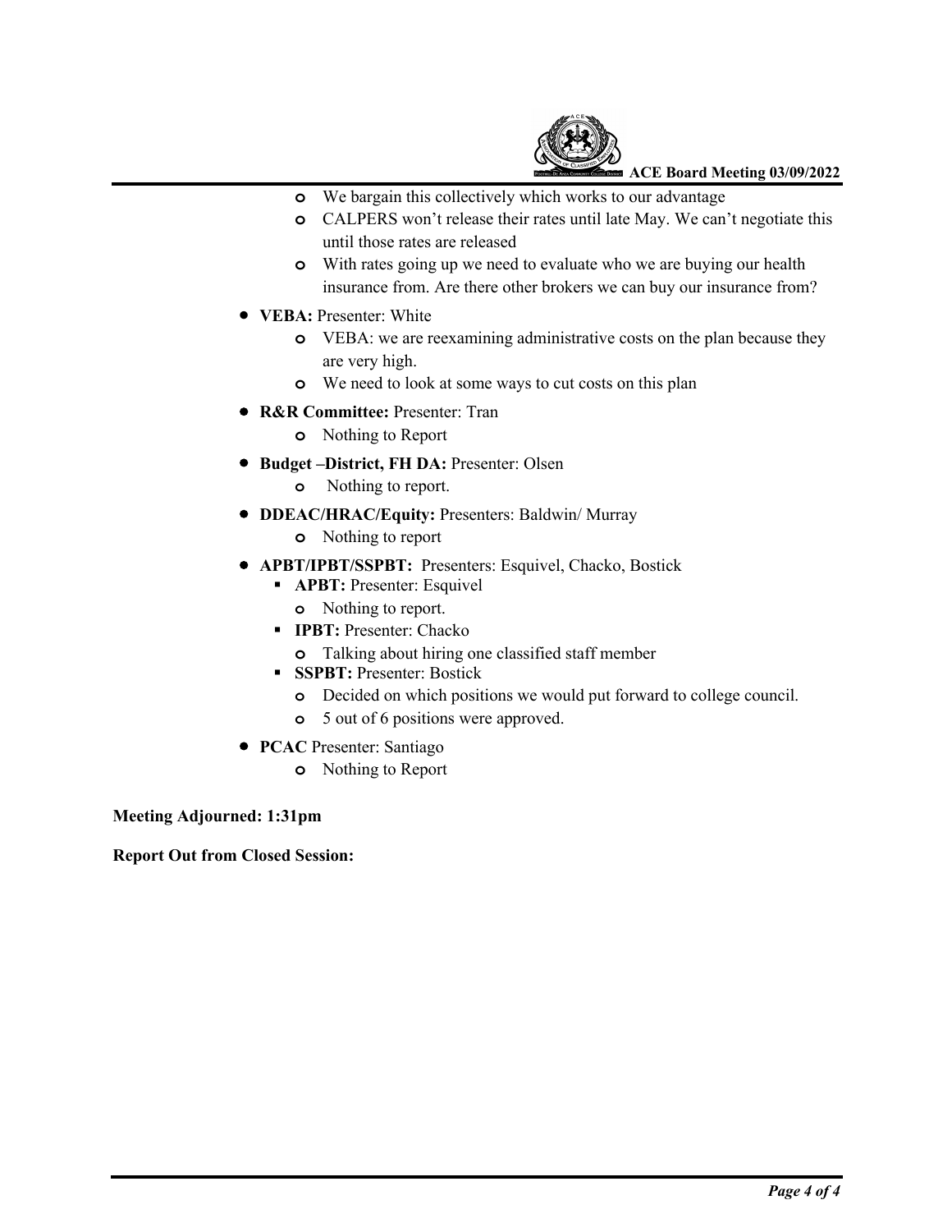- We bargain this collectively which works to our advantage
- CALPERS won't release their rates until late May. We can't negotiate this until those rates are released
- With rates going up we need to evaluate who we are buying our health insurance from. Are there other brokers we can buy our insurance from?

- **VEBA:** Presenter: White
  - VEBA: we are reexamining administrative costs on the plan because they are very high.
  - We need to look at some ways to cut costs on this plan
- **R&R Committee:** Presenter: Tran
  - Nothing to Report
- **Budget –District, FH DA:** Presenter: Olsen
  - Nothing to report.
- **DDEAC/HRAC/Equity:** Presenters: Baldwin/ Murray
  - Nothing to report
- **APBT/IPBT/SSPBT:** Presenters: Esquivel, Chacko, Bostick
  - **APBT:** Presenter: Esquivel
    - Nothing to report.
  - **IPBT:** Presenter: Chacko
    - Talking about hiring one classified staff member
  - **SSPBT:** Presenter: Bostick
    - Decided on which positions we would put forward to college council.
    - 5 out of 6 positions were approved.
- **PCAC** Presenter: Santiago
  - Nothing to Report

**Meeting Adjourned: 1:31pm**

**Report Out from Closed Session:**